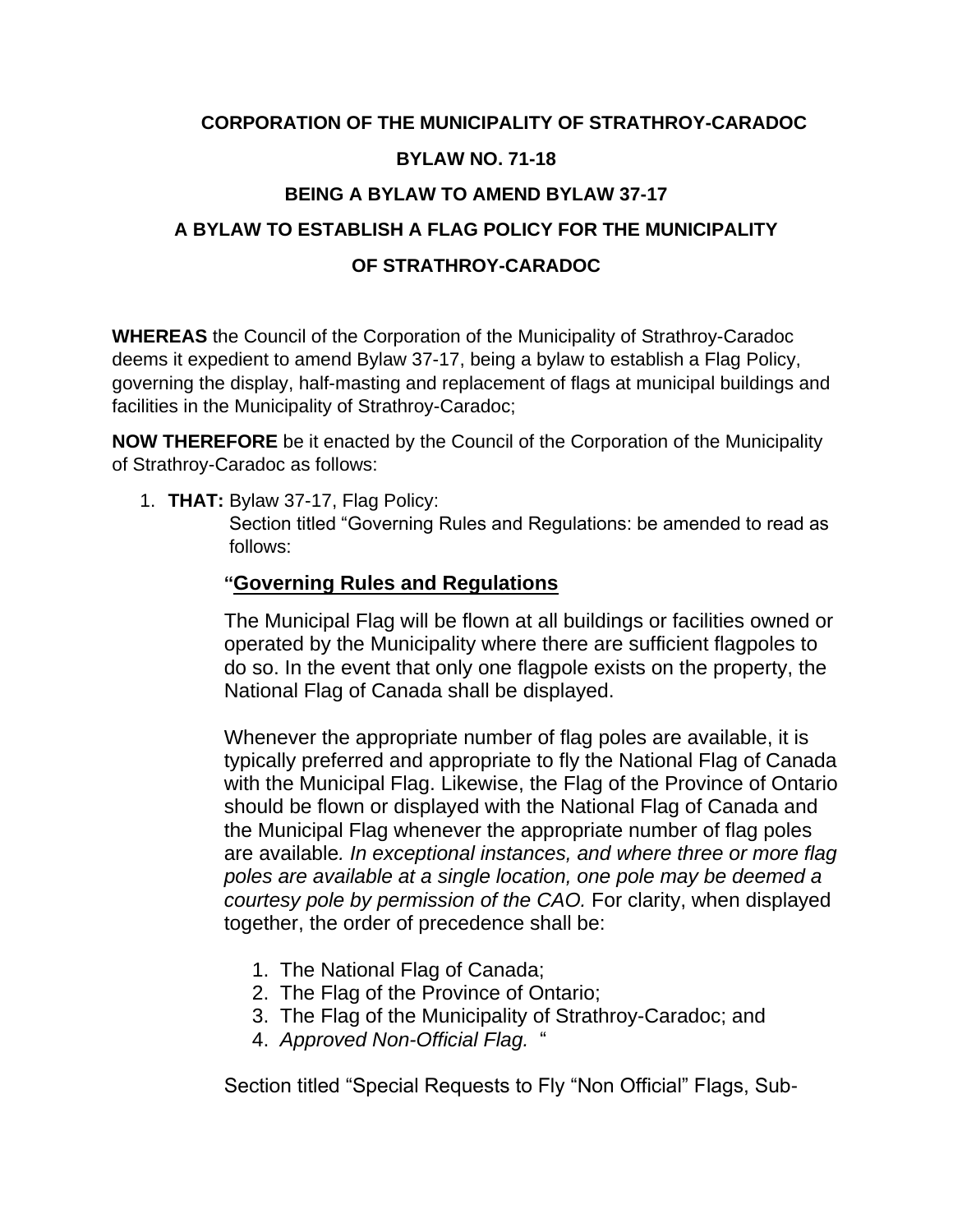**CORPORATION OF THE MUNICIPALITY OF STRATHROY-CARADOC**

**BYLAW NO. 71-18**

**BEING A BYLAW TO AMEND BYLAW 37-17**

**A BYLAW TO ESTABLISH A FLAG POLICY FOR THE MUNICIPALITY OF STRATHROY-CARADOC**

**WHEREAS** the Council of the Corporation of the Municipality of Strathroy-Caradoc deems it expedient to amend Bylaw 37-17, being a bylaw to establish a Flag Policy, governing the display, half-masting and replacement of flags at municipal buildings and facilities in the Municipality of Strathroy-Caradoc;

**NOW THEREFORE** be it enacted by the Council of the Corporation of the Municipality of Strathroy-Caradoc as follows:

1. **THAT:** Bylaw 37-17, Flag Policy:
   Section titled "Governing Rules and Regulations: be amended to read as follows:

   **"Governing Rules and Regulations**

   The Municipal Flag will be flown at all buildings or facilities owned or operated by the Municipality where there are sufficient flagpoles to do so. In the event that only one flagpole exists on the property, the National Flag of Canada shall be displayed.

   Whenever the appropriate number of flag poles are available, it is typically preferred and appropriate to fly the National Flag of Canada with the Municipal Flag. Likewise, the Flag of the Province of Ontario should be flown or displayed with the National Flag of Canada and the Municipal Flag whenever the appropriate number of flag poles are available. *In exceptional instances, and where three or more flag poles are available at a single location, one pole may be deemed a courtesy pole by permission of the CAO.* For clarity, when displayed together, the order of precedence shall be:

   1. The National Flag of Canada;
   2. The Flag of the Province of Ontario;
   3. The Flag of the Municipality of Strathroy-Caradoc; and
   4. *Approved Non-Official Flag.* "

   Section titled "Special Requests to Fly "Non Official" Flags, Sub-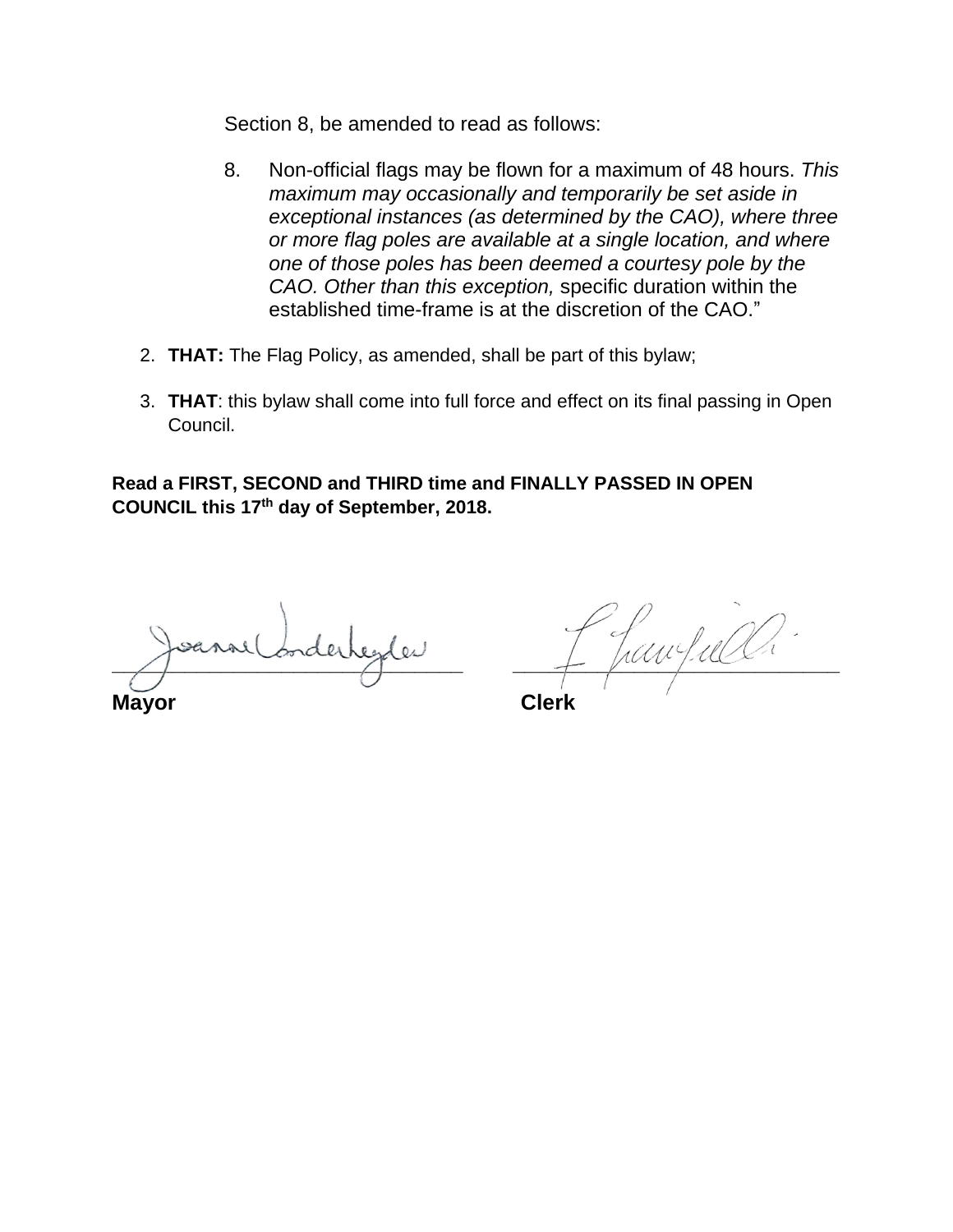Section 8, be amended to read as follows:

> 8. Non-official flags may be flown for a maximum of 48 hours. *This maximum may occasionally and temporarily be set aside in exceptional instances (as determined by the CAO), where three or more flag poles are available at a single location, and where one of those poles has been deemed a courtesy pole by the CAO. Other than this exception,* specific duration within the established time-frame is at the discretion of the CAO."

2. **THAT:** The Flag Policy, as amended, shall be part of this bylaw;

3. **THAT**: this bylaw shall come into full force and effect on its final passing in Open Council.

**Read a FIRST, SECOND and THIRD time and FINALLY PASSED IN OPEN COUNCIL this 17th day of September, 2018.**

| ______________________________ | ______________________________ |
|---|---|
| **Mayor** | **Clerk** |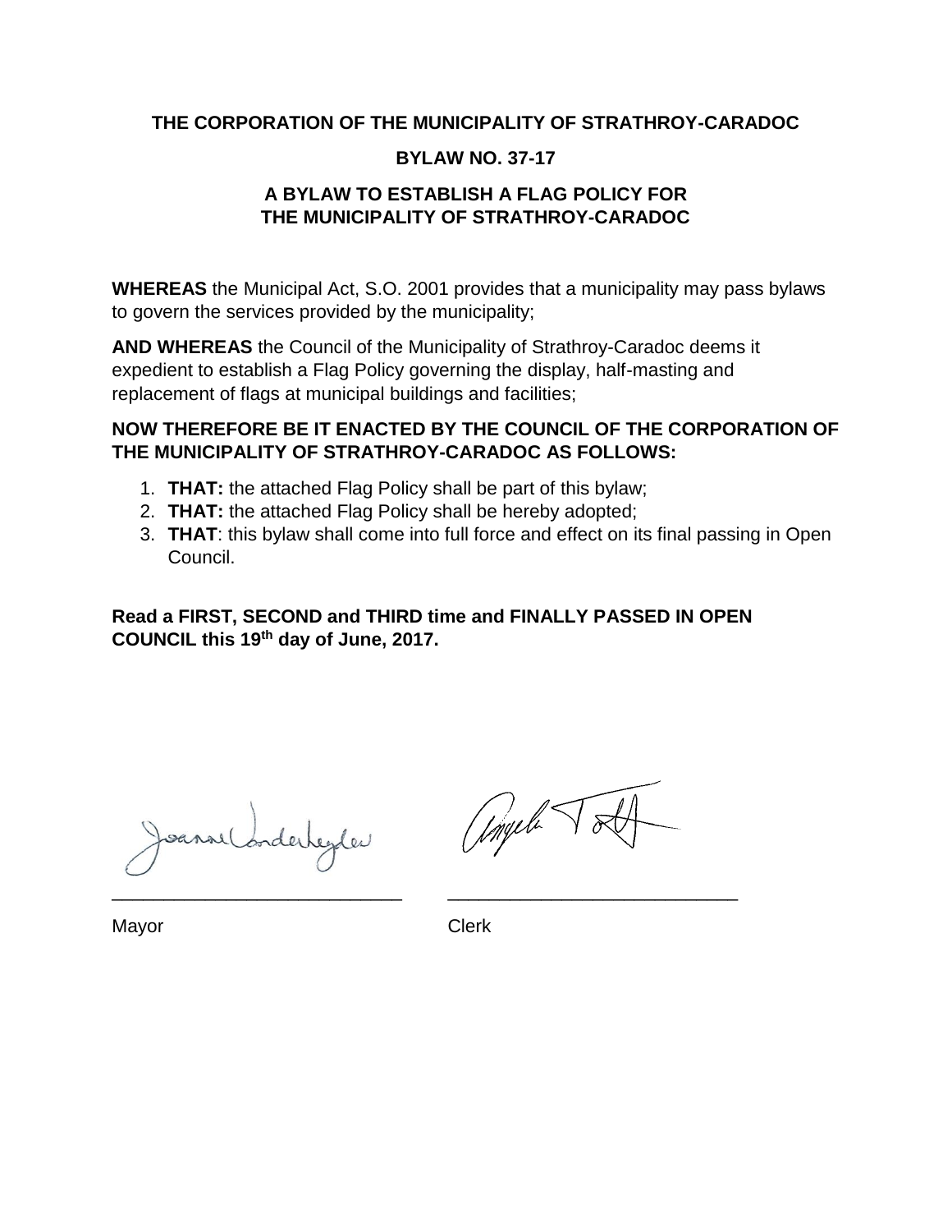**THE CORPORATION OF THE MUNICIPALITY OF STRATHROY-CARADOC**

**BYLAW NO. 37-17**

**A BYLAW TO ESTABLISH A FLAG POLICY FOR THE MUNICIPALITY OF STRATHROY-CARADOC**

**WHEREAS** the Municipal Act, S.O. 2001 provides that a municipality may pass bylaws to govern the services provided by the municipality;

**AND WHEREAS** the Council of the Municipality of Strathroy-Caradoc deems it expedient to establish a Flag Policy governing the display, half-masting and replacement of flags at municipal buildings and facilities;

**NOW THEREFORE BE IT ENACTED BY THE COUNCIL OF THE CORPORATION OF THE MUNICIPALITY OF STRATHROY-CARADOC AS FOLLOWS:**

1. **THAT:** the attached Flag Policy shall be part of this bylaw;
2. **THAT:** the attached Flag Policy shall be hereby adopted;
3. **THAT**: this bylaw shall come into full force and effect on its final passing in Open Council.

**Read a FIRST, SECOND and THIRD time and FINALLY PASSED IN OPEN COUNCIL this 19th day of June, 2017.**

Joanne Vanderheyden

\_\_\_\_\_\_\_\_\_\_\_\_\_\_\_\_\_\_\_\_\_\_\_\_\_\_\_\_

Mayor

Angela Toth

\_\_\_\_\_\_\_\_\_\_\_\_\_\_\_\_\_\_\_\_\_\_\_\_\_\_\_\_

Clerk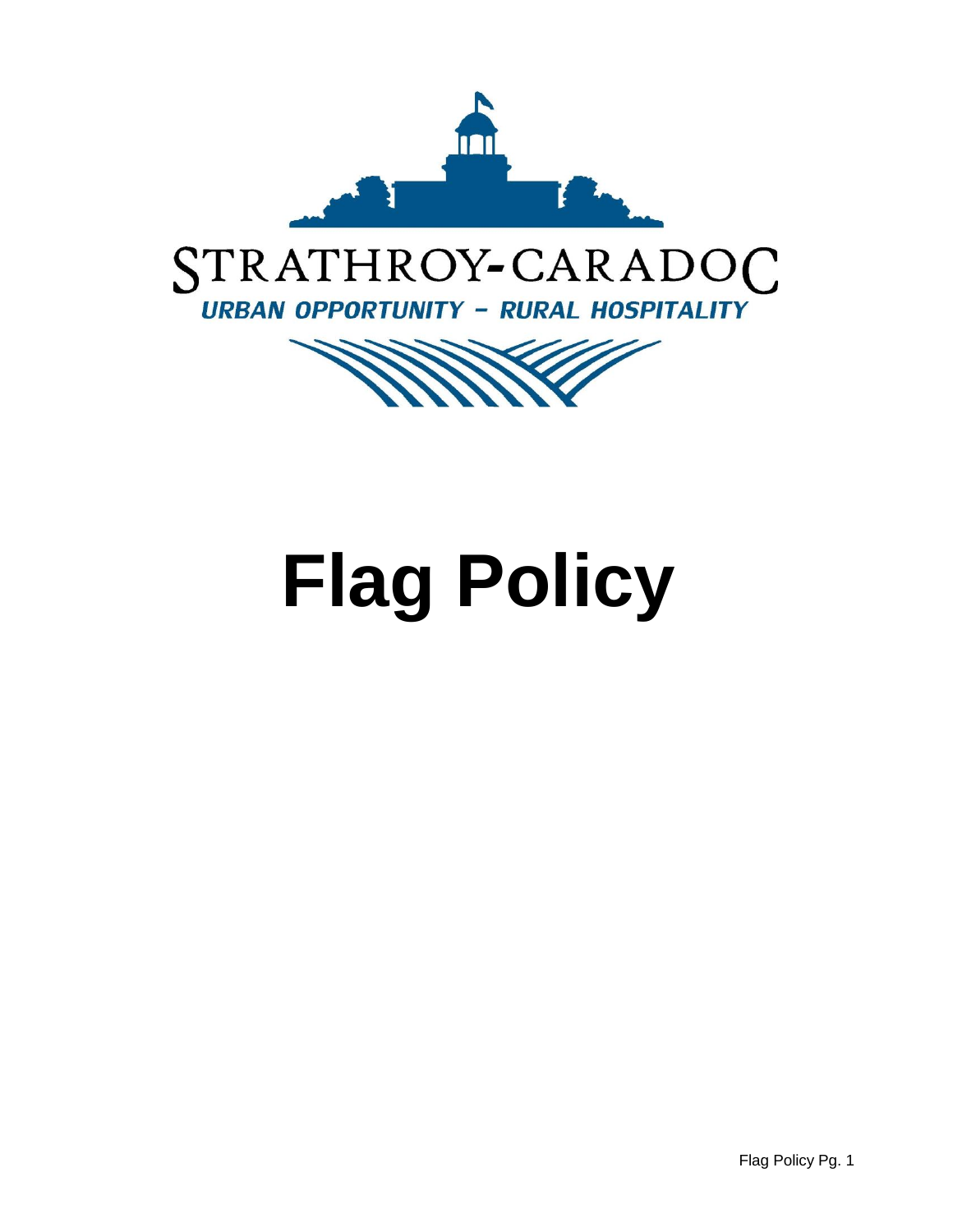STRATHROY-CARADOC

*URBAN OPPORTUNITY – RURAL HOSPITALITY*

# Flag Policy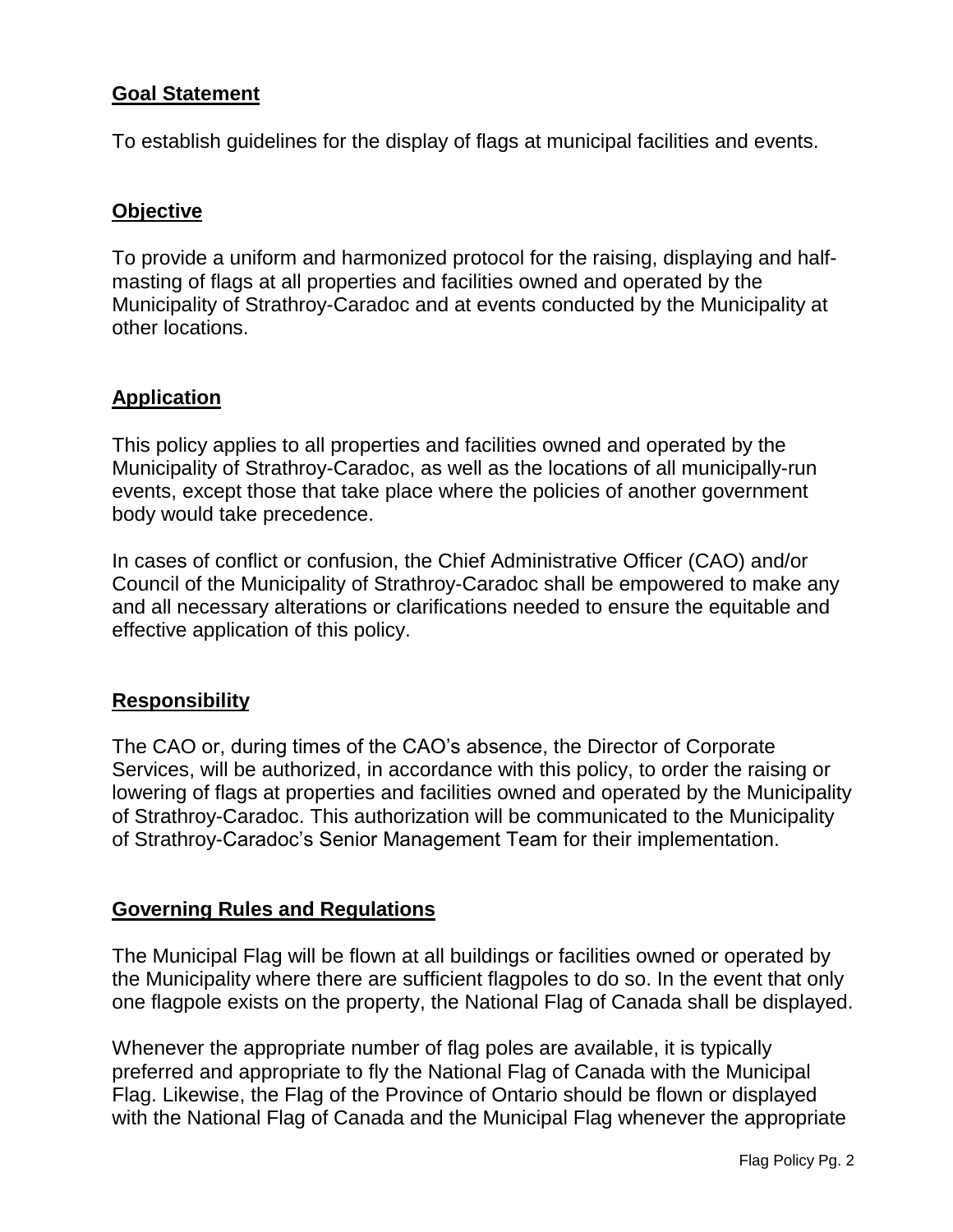## Goal Statement

To establish guidelines for the display of flags at municipal facilities and events.

## Objective

To provide a uniform and harmonized protocol for the raising, displaying and half-masting of flags at all properties and facilities owned and operated by the Municipality of Strathroy-Caradoc and at events conducted by the Municipality at other locations.

## Application

This policy applies to all properties and facilities owned and operated by the Municipality of Strathroy-Caradoc, as well as the locations of all municipally-run events, except those that take place where the policies of another government body would take precedence.

In cases of conflict or confusion, the Chief Administrative Officer (CAO) and/or Council of the Municipality of Strathroy-Caradoc shall be empowered to make any and all necessary alterations or clarifications needed to ensure the equitable and effective application of this policy.

## Responsibility

The CAO or, during times of the CAO's absence, the Director of Corporate Services, will be authorized, in accordance with this policy, to order the raising or lowering of flags at properties and facilities owned and operated by the Municipality of Strathroy-Caradoc. This authorization will be communicated to the Municipality of Strathroy-Caradoc's Senior Management Team for their implementation.

## Governing Rules and Regulations

The Municipal Flag will be flown at all buildings or facilities owned or operated by the Municipality where there are sufficient flagpoles to do so. In the event that only one flagpole exists on the property, the National Flag of Canada shall be displayed.

Whenever the appropriate number of flag poles are available, it is typically preferred and appropriate to fly the National Flag of Canada with the Municipal Flag. Likewise, the Flag of the Province of Ontario should be flown or displayed with the National Flag of Canada and the Municipal Flag whenever the appropriate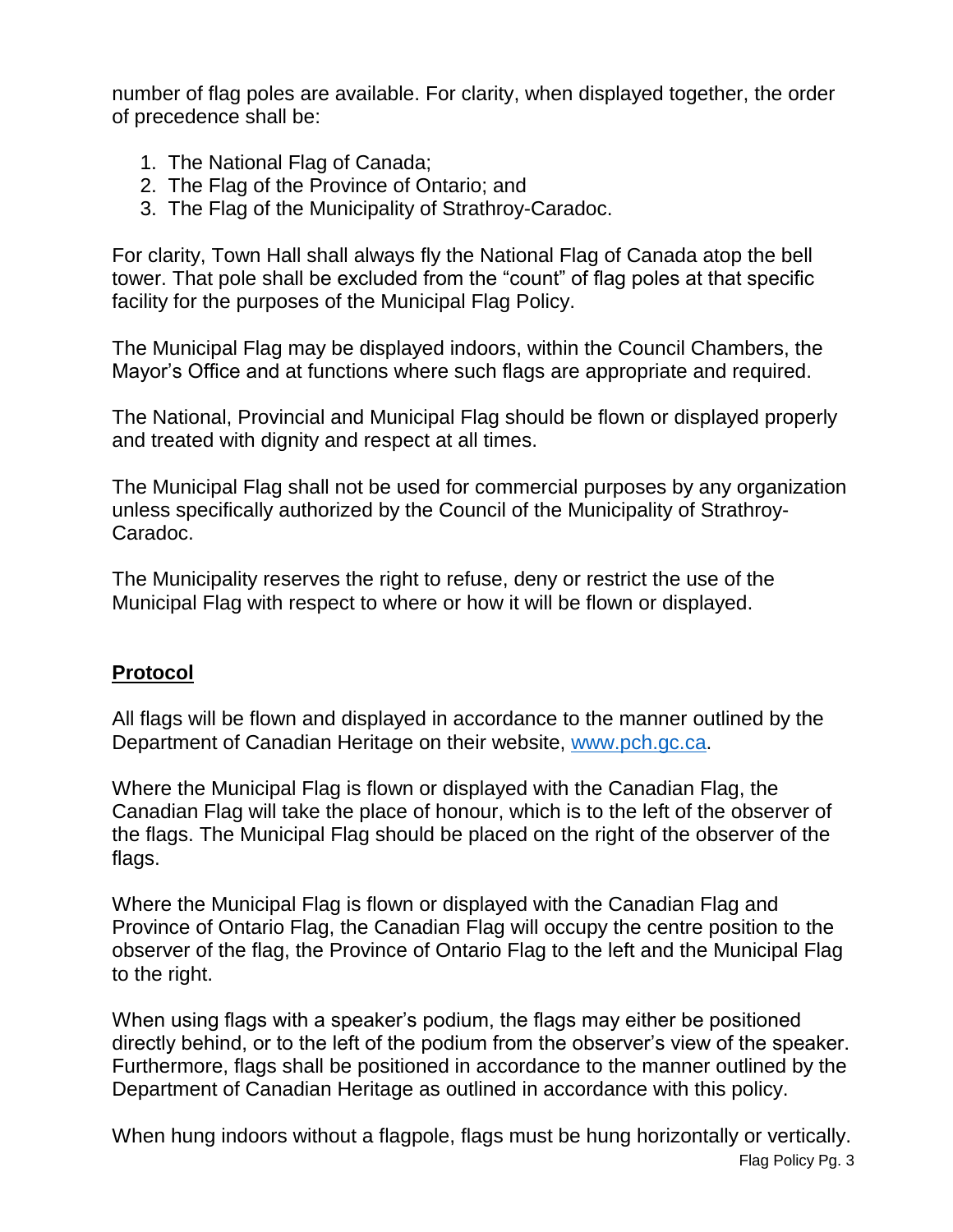number of flag poles are available. For clarity, when displayed together, the order of precedence shall be:

1. The National Flag of Canada;
2. The Flag of the Province of Ontario; and
3. The Flag of the Municipality of Strathroy-Caradoc.

For clarity, Town Hall shall always fly the National Flag of Canada atop the bell tower. That pole shall be excluded from the "count" of flag poles at that specific facility for the purposes of the Municipal Flag Policy.

The Municipal Flag may be displayed indoors, within the Council Chambers, the Mayor's Office and at functions where such flags are appropriate and required.

The National, Provincial and Municipal Flag should be flown or displayed properly and treated with dignity and respect at all times.

The Municipal Flag shall not be used for commercial purposes by any organization unless specifically authorized by the Council of the Municipality of Strathroy-Caradoc.

The Municipality reserves the right to refuse, deny or restrict the use of the Municipal Flag with respect to where or how it will be flown or displayed.

## **Protocol**

All flags will be flown and displayed in accordance to the manner outlined by the Department of Canadian Heritage on their website, [www.pch.gc.ca](http://www.pch.gc.ca).

Where the Municipal Flag is flown or displayed with the Canadian Flag, the Canadian Flag will take the place of honour, which is to the left of the observer of the flags. The Municipal Flag should be placed on the right of the observer of the flags.

Where the Municipal Flag is flown or displayed with the Canadian Flag and Province of Ontario Flag, the Canadian Flag will occupy the centre position to the observer of the flag, the Province of Ontario Flag to the left and the Municipal Flag to the right.

When using flags with a speaker's podium, the flags may either be positioned directly behind, or to the left of the podium from the observer's view of the speaker. Furthermore, flags shall be positioned in accordance to the manner outlined by the Department of Canadian Heritage as outlined in accordance with this policy.

When hung indoors without a flagpole, flags must be hung horizontally or vertically.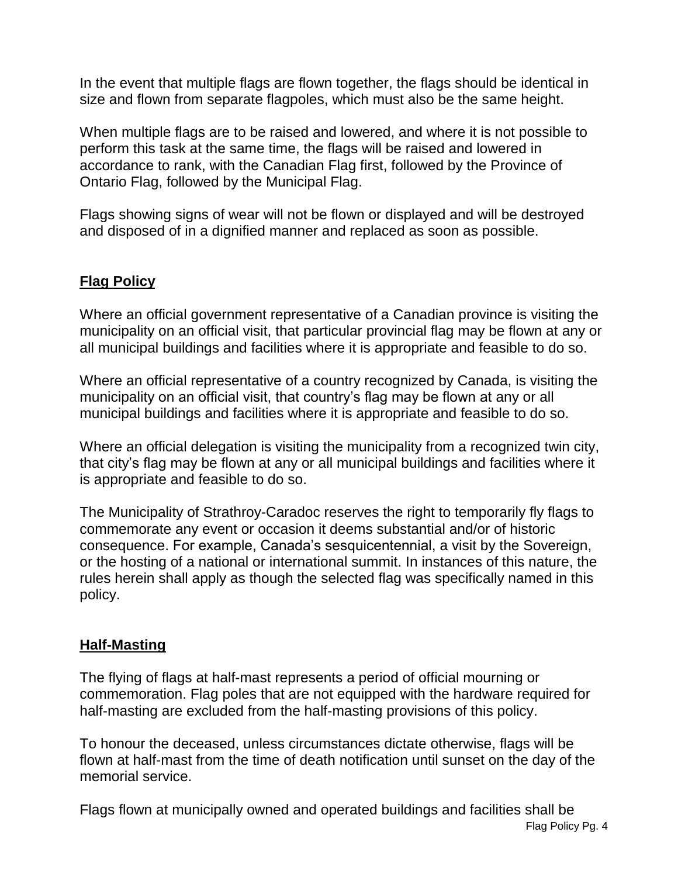In the event that multiple flags are flown together, the flags should be identical in size and flown from separate flagpoles, which must also be the same height.

When multiple flags are to be raised and lowered, and where it is not possible to perform this task at the same time, the flags will be raised and lowered in accordance to rank, with the Canadian Flag first, followed by the Province of Ontario Flag, followed by the Municipal Flag.

Flags showing signs of wear will not be flown or displayed and will be destroyed and disposed of in a dignified manner and replaced as soon as possible.

## Flag Policy

Where an official government representative of a Canadian province is visiting the municipality on an official visit, that particular provincial flag may be flown at any or all municipal buildings and facilities where it is appropriate and feasible to do so.

Where an official representative of a country recognized by Canada, is visiting the municipality on an official visit, that country's flag may be flown at any or all municipal buildings and facilities where it is appropriate and feasible to do so.

Where an official delegation is visiting the municipality from a recognized twin city, that city's flag may be flown at any or all municipal buildings and facilities where it is appropriate and feasible to do so.

The Municipality of Strathroy-Caradoc reserves the right to temporarily fly flags to commemorate any event or occasion it deems substantial and/or of historic consequence. For example, Canada's sesquicentennial, a visit by the Sovereign, or the hosting of a national or international summit. In instances of this nature, the rules herein shall apply as though the selected flag was specifically named in this policy.

## Half-Masting

The flying of flags at half-mast represents a period of official mourning or commemoration. Flag poles that are not equipped with the hardware required for half-masting are excluded from the half-masting provisions of this policy.

To honour the deceased, unless circumstances dictate otherwise, flags will be flown at half-mast from the time of death notification until sunset on the day of the memorial service.

Flags flown at municipally owned and operated buildings and facilities shall be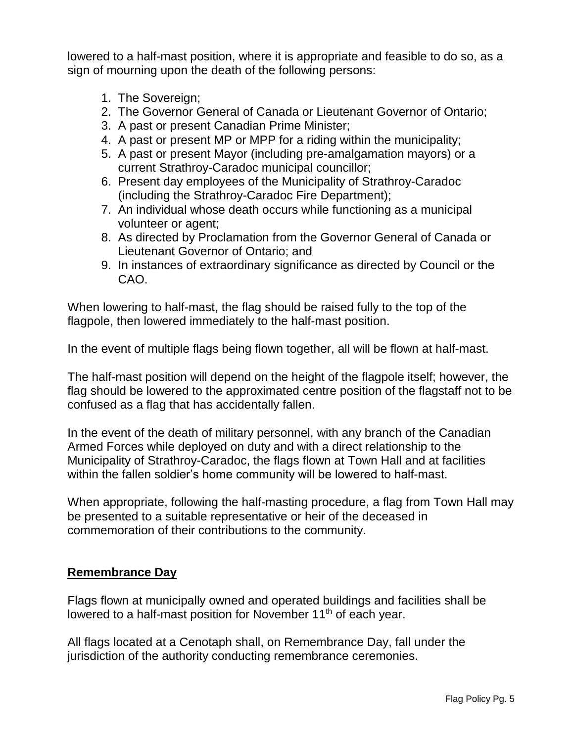lowered to a half-mast position, where it is appropriate and feasible to do so, as a sign of mourning upon the death of the following persons:

1. The Sovereign;
2. The Governor General of Canada or Lieutenant Governor of Ontario;
3. A past or present Canadian Prime Minister;
4. A past or present MP or MPP for a riding within the municipality;
5. A past or present Mayor (including pre-amalgamation mayors) or a current Strathroy-Caradoc municipal councillor;
6. Present day employees of the Municipality of Strathroy-Caradoc (including the Strathroy-Caradoc Fire Department);
7. An individual whose death occurs while functioning as a municipal volunteer or agent;
8. As directed by Proclamation from the Governor General of Canada or Lieutenant Governor of Ontario; and
9. In instances of extraordinary significance as directed by Council or the CAO.

When lowering to half-mast, the flag should be raised fully to the top of the flagpole, then lowered immediately to the half-mast position.

In the event of multiple flags being flown together, all will be flown at half-mast.

The half-mast position will depend on the height of the flagpole itself; however, the flag should be lowered to the approximated centre position of the flagstaff not to be confused as a flag that has accidentally fallen.

In the event of the death of military personnel, with any branch of the Canadian Armed Forces while deployed on duty and with a direct relationship to the Municipality of Strathroy-Caradoc, the flags flown at Town Hall and at facilities within the fallen soldier's home community will be lowered to half-mast.

When appropriate, following the half-masting procedure, a flag from Town Hall may be presented to a suitable representative or heir of the deceased in commemoration of their contributions to the community.

## Remembrance Day

Flags flown at municipally owned and operated buildings and facilities shall be lowered to a half-mast position for November 11th of each year.

All flags located at a Cenotaph shall, on Remembrance Day, fall under the jurisdiction of the authority conducting remembrance ceremonies.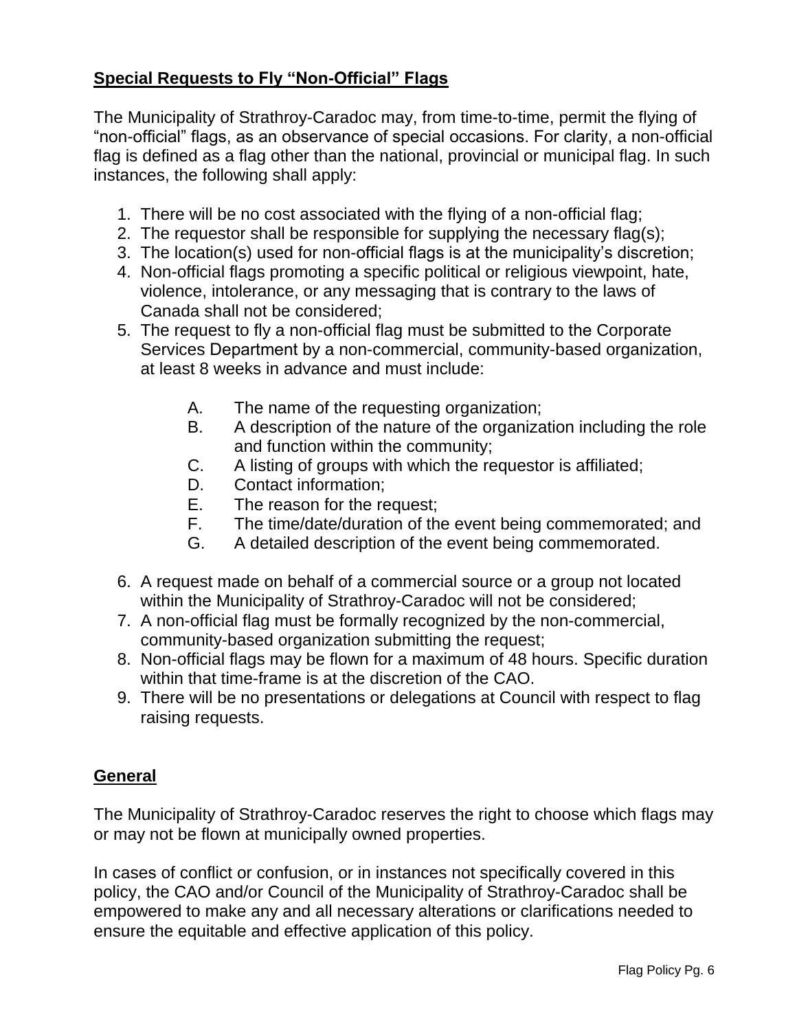## **Special Requests to Fly "Non-Official" Flags**

The Municipality of Strathroy-Caradoc may, from time-to-time, permit the flying of "non-official" flags, as an observance of special occasions. For clarity, a non-official flag is defined as a flag other than the national, provincial or municipal flag. In such instances, the following shall apply:

1. There will be no cost associated with the flying of a non-official flag;
2. The requestor shall be responsible for supplying the necessary flag(s);
3. The location(s) used for non-official flags is at the municipality's discretion;
4. Non-official flags promoting a specific political or religious viewpoint, hate, violence, intolerance, or any messaging that is contrary to the laws of Canada shall not be considered;
5. The request to fly a non-official flag must be submitted to the Corporate Services Department by a non-commercial, community-based organization, at least 8 weeks in advance and must include:

   A. The name of the requesting organization;
   B. A description of the nature of the organization including the role and function within the community;
   C. A listing of groups with which the requestor is affiliated;
   D. Contact information;
   E. The reason for the request;
   F. The time/date/duration of the event being commemorated; and
   G. A detailed description of the event being commemorated.

6. A request made on behalf of a commercial source or a group not located within the Municipality of Strathroy-Caradoc will not be considered;
7. A non-official flag must be formally recognized by the non-commercial, community-based organization submitting the request;
8. Non-official flags may be flown for a maximum of 48 hours. Specific duration within that time-frame is at the discretion of the CAO.
9. There will be no presentations or delegations at Council with respect to flag raising requests.

## **General**

The Municipality of Strathroy-Caradoc reserves the right to choose which flags may or may not be flown at municipally owned properties.

In cases of conflict or confusion, or in instances not specifically covered in this policy, the CAO and/or Council of the Municipality of Strathroy-Caradoc shall be empowered to make any and all necessary alterations or clarifications needed to ensure the equitable and effective application of this policy.